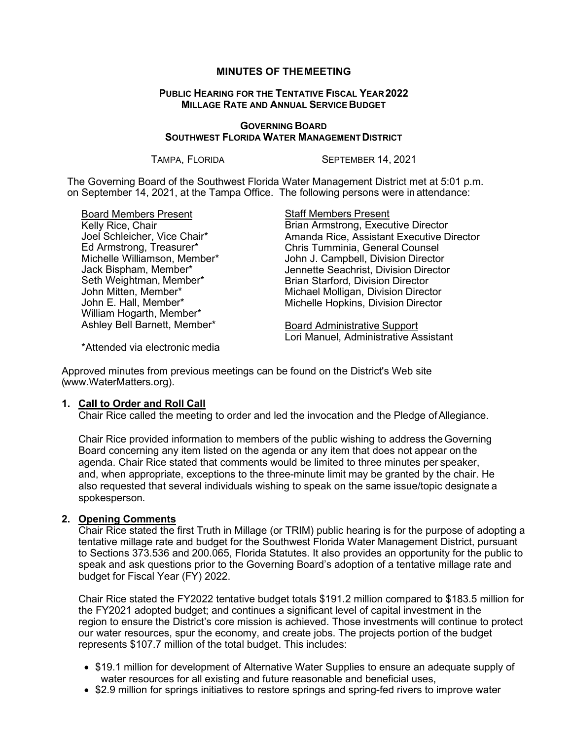# MINUTES OF THE MEETING

## PUBLIC HEARING FOR THE TENTATIVE FISCAL YEAR 2022 MILLAGE RATE AND ANNUAL SERVICE BUDGET

### GOVERNING BOARD SOUTHWEST FLORIDA WATER MANAGEMENT DISTRICT

TAMPA, FLORIDA SEPTEMBER 14, 2021

The Governing Board of the Southwest Florida Water Management District met at 5:01 p.m. on September 14, 2021, at the Tampa Office. The following persons were in attendance:

Board Members Present
Kelly Rice, Chair
Joel Schleicher, Vice Chair*
Ed Armstrong, Treasurer*
Michelle Williamson, Member*
Jack Bispham, Member*
Seth Weightman, Member*
John Mitten, Member*
John E. Hall, Member*
William Hogarth, Member*
Ashley Bell Barnett, Member*

*Attended via electronic media

Staff Members Present
Brian Armstrong, Executive Director
Amanda Rice, Assistant Executive Director
Chris Tumminia, General Counsel
John J. Campbell, Division Director
Jennette Seachrist, Division Director
Brian Starford, Division Director
Michael Molligan, Division Director
Michelle Hopkins, Division Director

Board Administrative Support
Lori Manuel, Administrative Assistant

Approved minutes from previous meetings can be found on the District's Web site (www.WaterMatters.org).

**1. Call to Order and Roll Call**

Chair Rice called the meeting to order and led the invocation and the Pledge of Allegiance.

Chair Rice provided information to members of the public wishing to address the Governing Board concerning any item listed on the agenda or any item that does not appear on the agenda. Chair Rice stated that comments would be limited to three minutes per speaker, and, when appropriate, exceptions to the three-minute limit may be granted by the chair. He also requested that several individuals wishing to speak on the same issue/topic designate a spokesperson.

**2. Opening Comments**

Chair Rice stated the first Truth in Millage (or TRIM) public hearing is for the purpose of adopting a tentative millage rate and budget for the Southwest Florida Water Management District, pursuant to Sections 373.536 and 200.065, Florida Statutes. It also provides an opportunity for the public to speak and ask questions prior to the Governing Board's adoption of a tentative millage rate and budget for Fiscal Year (FY) 2022.

Chair Rice stated the FY2022 tentative budget totals $191.2 million compared to $183.5 million for the FY2021 adopted budget; and continues a significant level of capital investment in the region to ensure the District's core mission is achieved. Those investments will continue to protect our water resources, spur the economy, and create jobs. The projects portion of the budget represents $107.7 million of the total budget. This includes:

- $19.1 million for development of Alternative Water Supplies to ensure an adequate supply of water resources for all existing and future reasonable and beneficial uses,
- $2.9 million for springs initiatives to restore springs and spring-fed rivers to improve water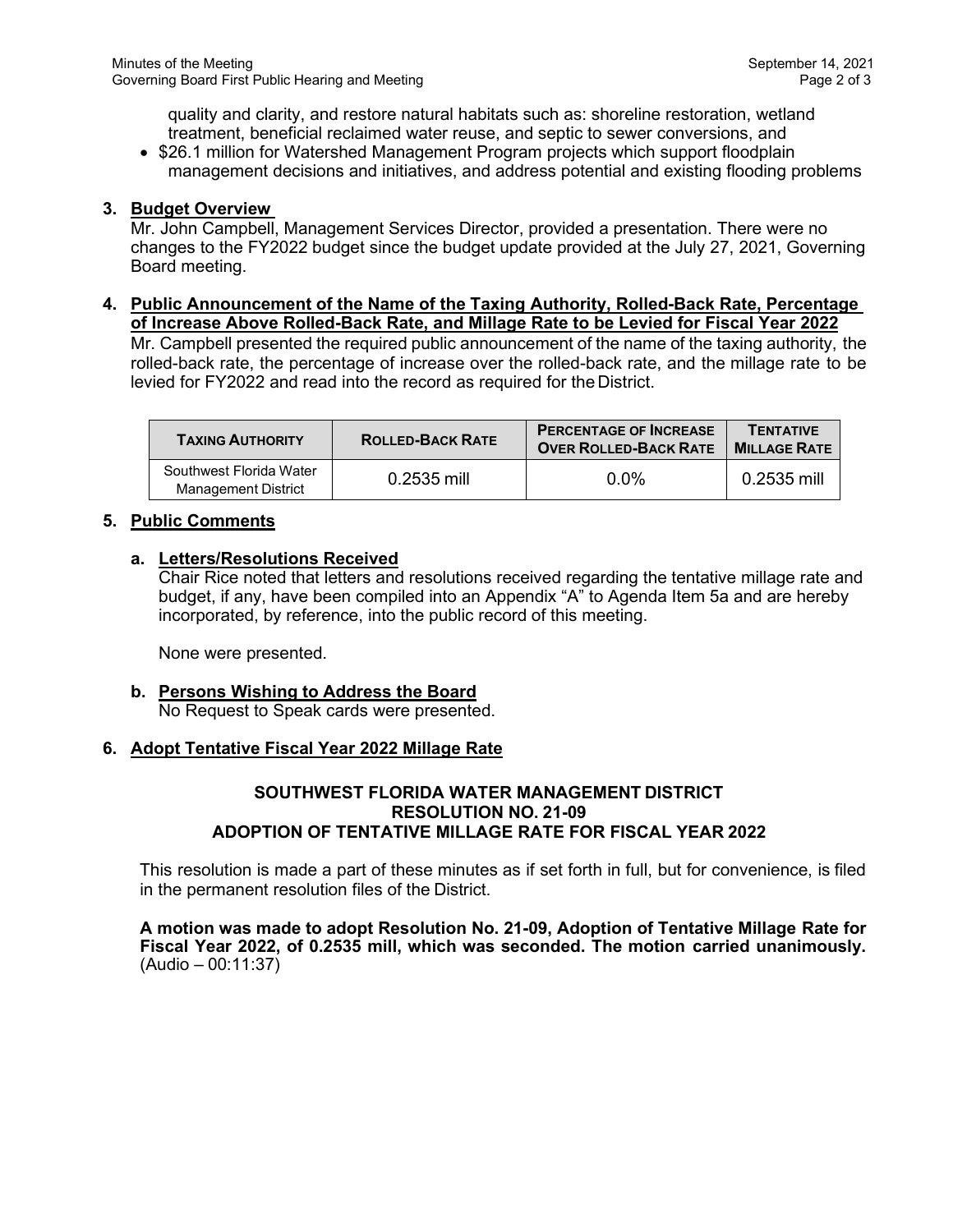quality and clarity, and restore natural habitats such as: shoreline restoration, wetland treatment, beneficial reclaimed water reuse, and septic to sewer conversions, and

- $26.1 million for Watershed Management Program projects which support floodplain management decisions and initiatives, and address potential and existing flooding problems

**3. Budget Overview**

Mr. John Campbell, Management Services Director, provided a presentation. There were no changes to the FY2022 budget since the budget update provided at the July 27, 2021, Governing Board meeting.

**4. Public Announcement of the Name of the Taxing Authority, Rolled-Back Rate, Percentage of Increase Above Rolled-Back Rate, and Millage Rate to be Levied for Fiscal Year 2022**

Mr. Campbell presented the required public announcement of the name of the taxing authority, the rolled-back rate, the percentage of increase over the rolled-back rate, and the millage rate to be levied for FY2022 and read into the record as required for the District.

| TAXING AUTHORITY | ROLLED-BACK RATE | PERCENTAGE OF INCREASE OVER ROLLED-BACK RATE | TENTATIVE MILLAGE RATE |
|---|---|---|---|
| Southwest Florida Water Management District | 0.2535 mill | 0.0% | 0.2535 mill |

**5. Public Comments**

**a. Letters/Resolutions Received**

Chair Rice noted that letters and resolutions received regarding the tentative millage rate and budget, if any, have been compiled into an Appendix "A" to Agenda Item 5a and are hereby incorporated, by reference, into the public record of this meeting.

None were presented.

**b. Persons Wishing to Address the Board**

No Request to Speak cards were presented.

**6. Adopt Tentative Fiscal Year 2022 Millage Rate**

**SOUTHWEST FLORIDA WATER MANAGEMENT DISTRICT**
**RESOLUTION NO. 21-09**
**ADOPTION OF TENTATIVE MILLAGE RATE FOR FISCAL YEAR 2022**

This resolution is made a part of these minutes as if set forth in full, but for convenience, is filed in the permanent resolution files of the District.

**A motion was made to adopt Resolution No. 21-09, Adoption of Tentative Millage Rate for Fiscal Year 2022, of 0.2535 mill, which was seconded. The motion carried unanimously.** (Audio – 00:11:37)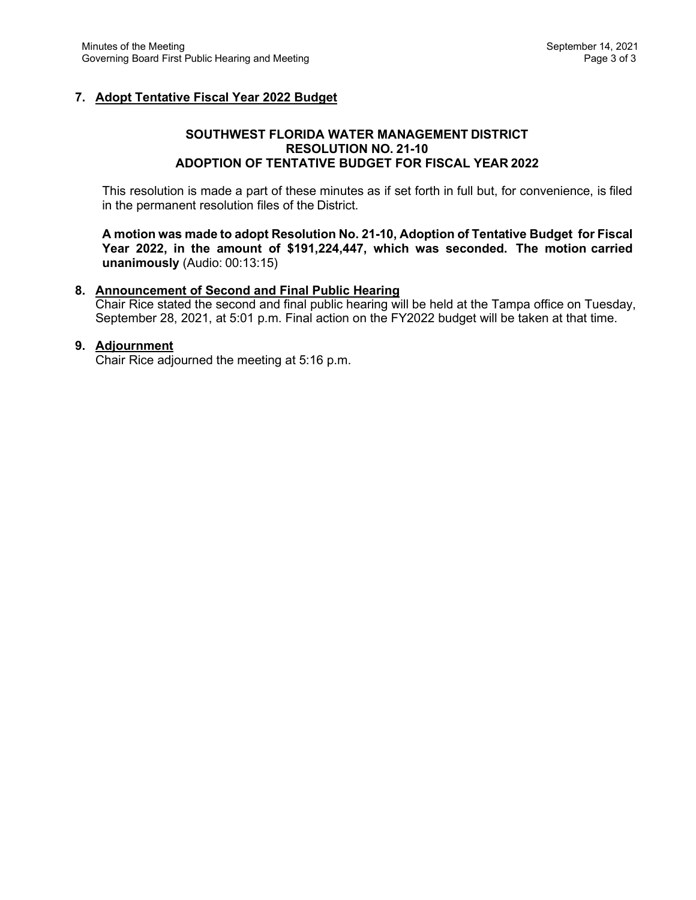**7. Adopt Tentative Fiscal Year 2022 Budget**

**SOUTHWEST FLORIDA WATER MANAGEMENT DISTRICT**
**RESOLUTION NO. 21-10**
**ADOPTION OF TENTATIVE BUDGET FOR FISCAL YEAR 2022**

This resolution is made a part of these minutes as if set forth in full but, for convenience, is filed in the permanent resolution files of the District.

**A motion was made to adopt Resolution No. 21-10, Adoption of Tentative Budget for Fiscal Year 2022, in the amount of $191,224,447, which was seconded. The motion carried unanimously** (Audio: 00:13:15)

**8. Announcement of Second and Final Public Hearing**

Chair Rice stated the second and final public hearing will be held at the Tampa office on Tuesday, September 28, 2021, at 5:01 p.m. Final action on the FY2022 budget will be taken at that time.

**9. Adjournment**

Chair Rice adjourned the meeting at 5:16 p.m.